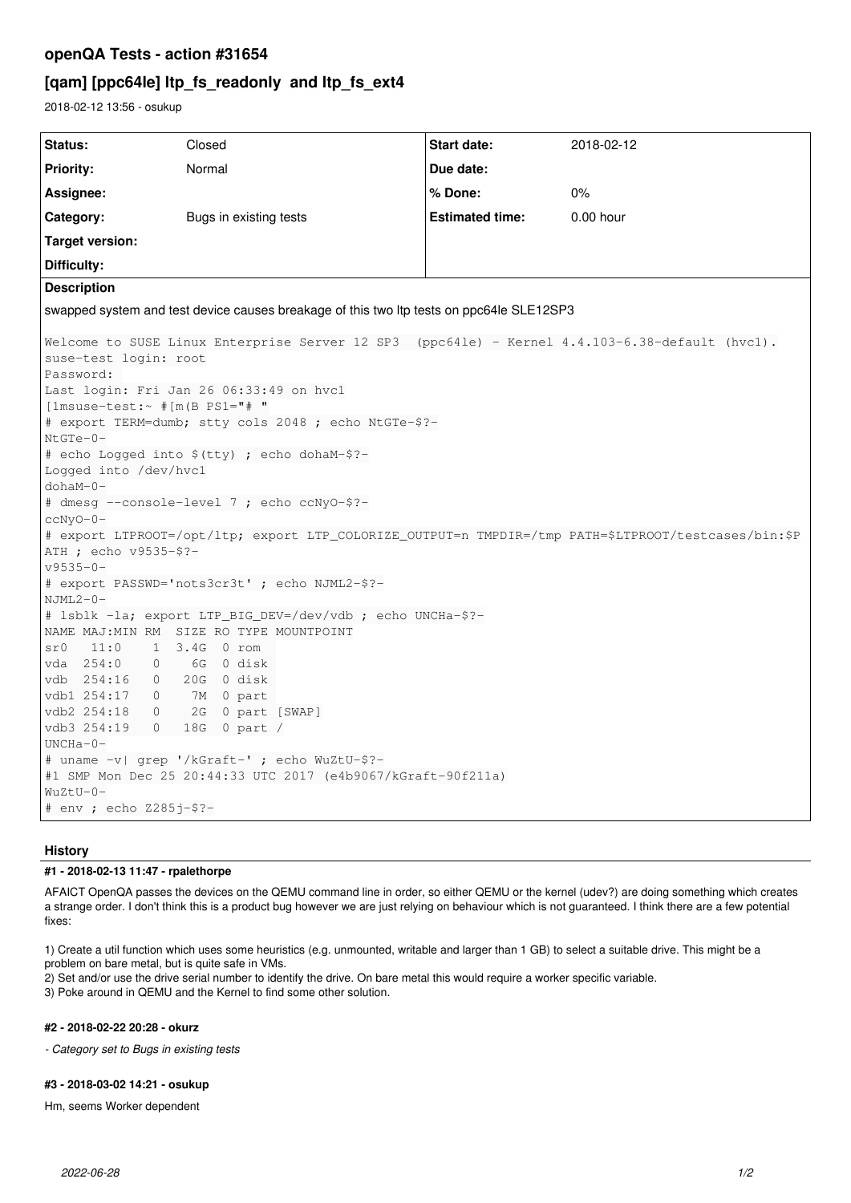# openQA Tests - action #31654

## [qam] [ppc64le] ltp_fs_readonly and ltp_fs_ext4

2018-02-12 13:56 - osukup

| Status: | Closed | Start date: | 2018-02-12 |
|---|---|---|---|
| Priority: | Normal | Due date: | |
| Assignee: | | % Done: | 0% |
| Category: | Bugs in existing tests | Estimated time: | 0.00 hour |
| Target version: | | | |
| Difficulty: | | | |

**Description**

swapped system and test device causes breakage of this two ltp tests on ppc64le SLE12SP3

```
Welcome to SUSE Linux Enterprise Server 12 SP3  (ppc64le) - Kernel 4.4.103-6.38-default (hvc1).
suse-test login: root
Password:
Last login: Fri Jan 26 06:33:49 on hvc1
[1msuse-test:~ #[m(B PS1="# "
# export TERM=dumb; stty cols 2048 ; echo NtGTe-$?-
NtGTe-0-
# echo Logged into $(tty) ; echo dohaM-$?-
Logged into /dev/hvc1
dohaM-0-
# dmesg --console-level 7 ; echo ccNyO-$?-
ccNyO-0-
# export LTPROOT=/opt/ltp; export LTP_COLORIZE_OUTPUT=n TMPDIR=/tmp PATH=$LTPROOT/testcases/bin:$P
ATH ; echo v9535-$?-
v9535-0-
# export PASSWD='nots3cr3t' ; echo NJML2-$?-
NJML2-0-
# lsblk -la; export LTP_BIG_DEV=/dev/vdb ; echo UNCHa-$?-
NAME MAJ:MIN RM  SIZE RO TYPE MOUNTPOINT
sr0   11:0    1  3.4G  0 rom
vda  254:0    0    6G  0 disk
vdb  254:16   0   20G  0 disk
vdb1 254:17   0    7M  0 part
vdb2 254:18   0    2G  0 part [SWAP]
vdb3 254:19   0   18G  0 part /
UNCHa-0-
# uname -v| grep '/kGraft-' ; echo WuZtU-$?-
#1 SMP Mon Dec 25 20:44:33 UTC 2017 (e4b9067/kGraft-90f211a)
WuZtU-0-
# env ; echo Z285j-$?-
```

### History

#### #1 - 2018-02-13 11:47 - rpalethorpe

AFAICT OpenQA passes the devices on the QEMU command line in order, so either QEMU or the kernel (udev?) are doing something which creates a strange order. I don't think this is a product bug however we are just relying on behaviour which is not guaranteed. I think there are a few potential fixes:

1) Create a util function which uses some heuristics (e.g. unmounted, writable and larger than 1 GB) to select a suitable drive. This might be a problem on bare metal, but is quite safe in VMs.
2) Set and/or use the drive serial number to identify the drive. On bare metal this would require a worker specific variable.
3) Poke around in QEMU and the Kernel to find some other solution.

#### #2 - 2018-02-22 20:28 - okurz

*- Category set to Bugs in existing tests*

#### #3 - 2018-03-02 14:21 - osukup

Hm, seems Worker dependent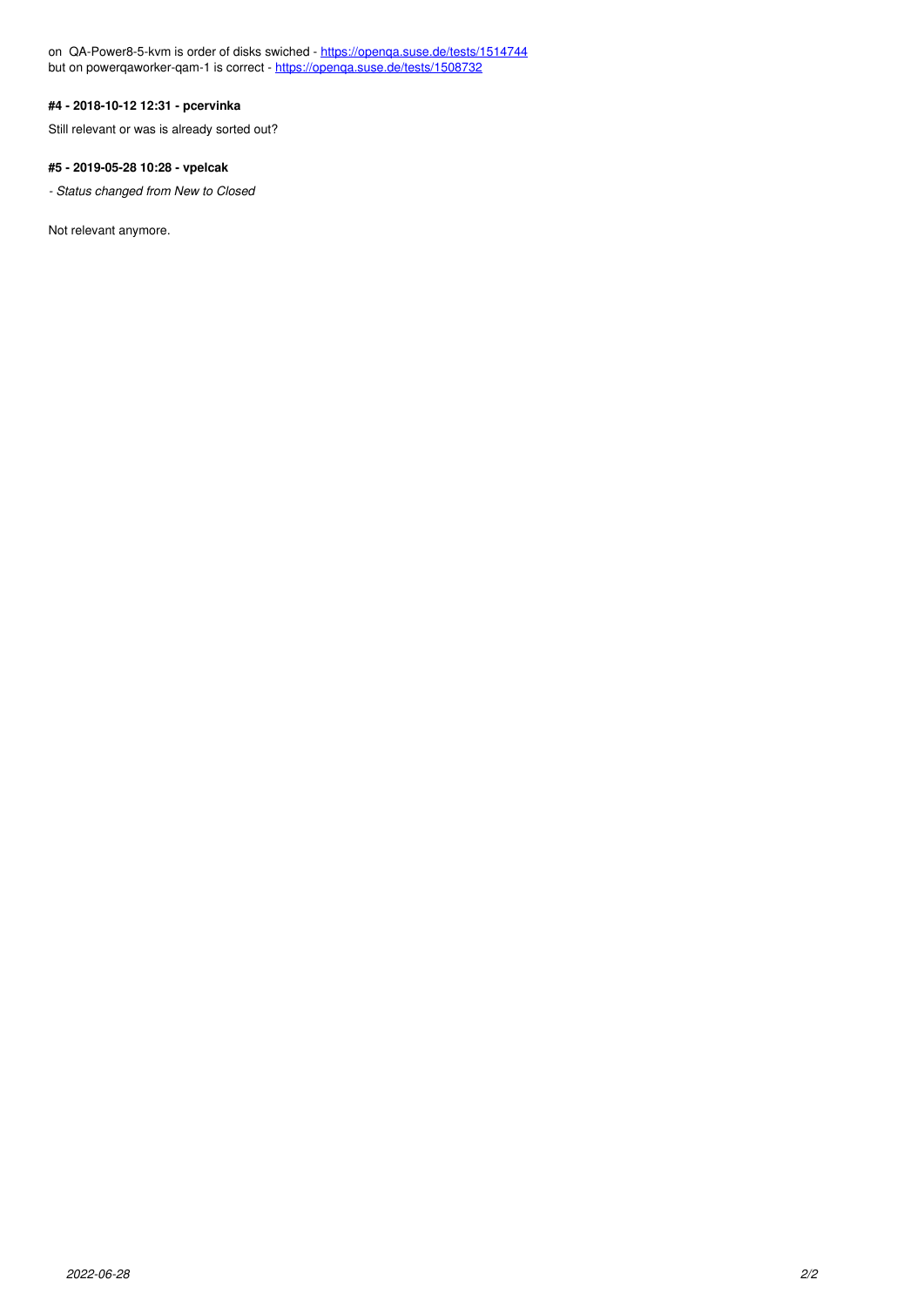on QA-Power8-5-kvm is order of disks swiched - https://openqa.suse.de/tests/1514744
but on powerqaworker-qam-1 is correct - https://openqa.suse.de/tests/1508732

#### #4 - 2018-10-12 12:31 - pcervinka

Still relevant or was is already sorted out?

#### #5 - 2019-05-28 10:28 - vpelcak

*- Status changed from New to Closed*

Not relevant anymore.